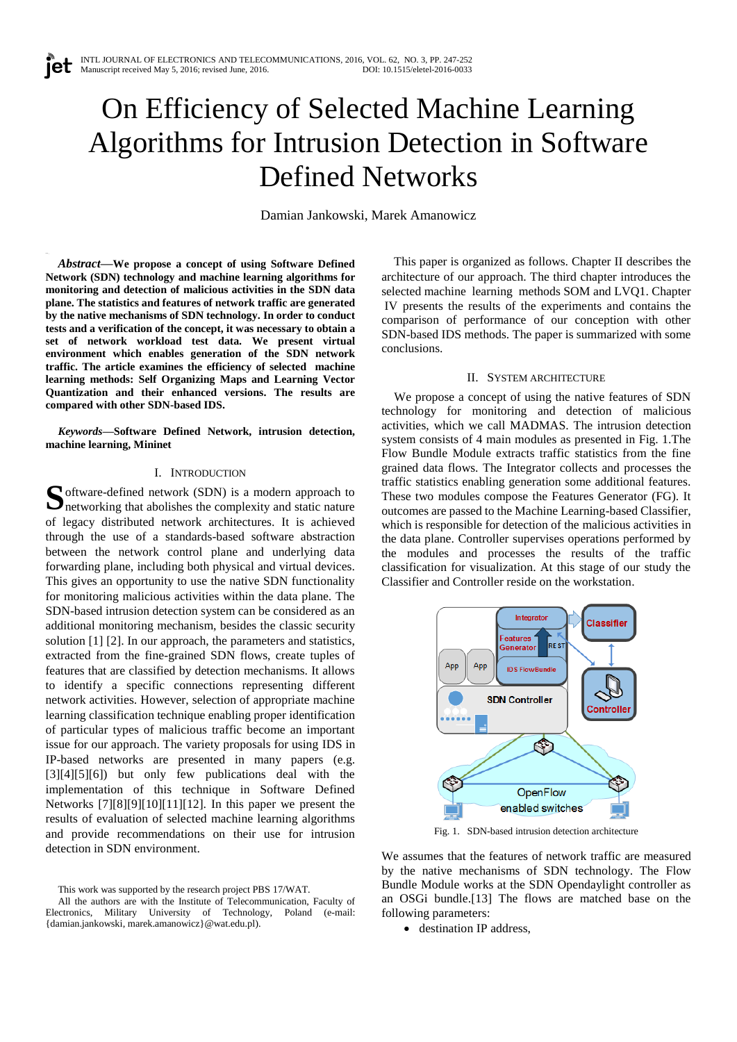# On Efficiency of Selected Machine Learning Algorithms for Intrusion Detection in Software Defined Networks

Damian Jankowski, Marek Amanowicz

***Abstract*—We propose a concept of using Software Defined Network (SDN) technology and machine learning algorithms for monitoring and detection of malicious activities in the SDN data plane. The statistics and features of network traffic are generated by the native mechanisms of SDN technology. In order to conduct tests and a verification of the concept, it was necessary to obtain a set of network workload test data. We present virtual environment which enables generation of the SDN network traffic. The article examines the efficiency of selected machine learning methods: Self Organizing Maps and Learning Vector Quantization and their enhanced versions. The results are compared with other SDN-based IDS.**

***Keywords*—Software Defined Network, intrusion detection, machine learning, Mininet**

## I. Introduction

Software-defined network (SDN) is a modern approach to networking that abolishes the complexity and static nature of legacy distributed network architectures. It is achieved through the use of a standards-based software abstraction between the network control plane and underlying data forwarding plane, including both physical and virtual devices. This gives an opportunity to use the native SDN functionality for monitoring malicious activities within the data plane. The SDN-based intrusion detection system can be considered as an additional monitoring mechanism, besides the classic security solution [1] [2]. In our approach, the parameters and statistics, extracted from the fine-grained SDN flows, create tuples of features that are classified by detection mechanisms. It allows to identify a specific connections representing different network activities. However, selection of appropriate machine learning classification technique enabling proper identification of particular types of malicious traffic become an important issue for our approach. The variety proposals for using IDS in IP-based networks are presented in many papers (e.g. [3][4][5][6]) but only few publications deal with the implementation of this technique in Software Defined Networks [7][8][9][10][11][12]. In this paper we present the results of evaluation of selected machine learning algorithms and provide recommendations on their use for intrusion detection in SDN environment.

This work was supported by the research project PBS 17/WAT.
All the authors are with the Institute of Telecommunication, Faculty of Electronics, Military University of Technology, Poland (e-mail: {damian.jankowski, marek.amanowicz}@wat.edu.pl).

This paper is organized as follows. Chapter II describes the architecture of our approach. The third chapter introduces the selected machine learning methods SOM and LVQ1. Chapter IV presents the results of the experiments and contains the comparison of performance of our conception with other SDN-based IDS methods. The paper is summarized with some conclusions.

## II. System Architecture

We propose a concept of using the native features of SDN technology for monitoring and detection of malicious activities, which we call MADMAS. The intrusion detection system consists of 4 main modules as presented in Fig. 1.The Flow Bundle Module extracts traffic statistics from the fine grained data flows. The Integrator collects and processes the traffic statistics enabling generation some additional features. These two modules compose the Features Generator (FG). It outcomes are passed to the Machine Learning-based Classifier, which is responsible for detection of the malicious activities in the data plane. Controller supervises operations performed by the modules and processes the results of the traffic classification for visualization. At this stage of our study the Classifier and Controller reside on the workstation.

Fig. 1. SDN-based intrusion detection architecture

We assumes that the features of network traffic are measured by the native mechanisms of SDN technology. The Flow Bundle Module works at the SDN Opendaylight controller as an OSGi bundle.[13] The flows are matched base on the following parameters:

- destination IP address,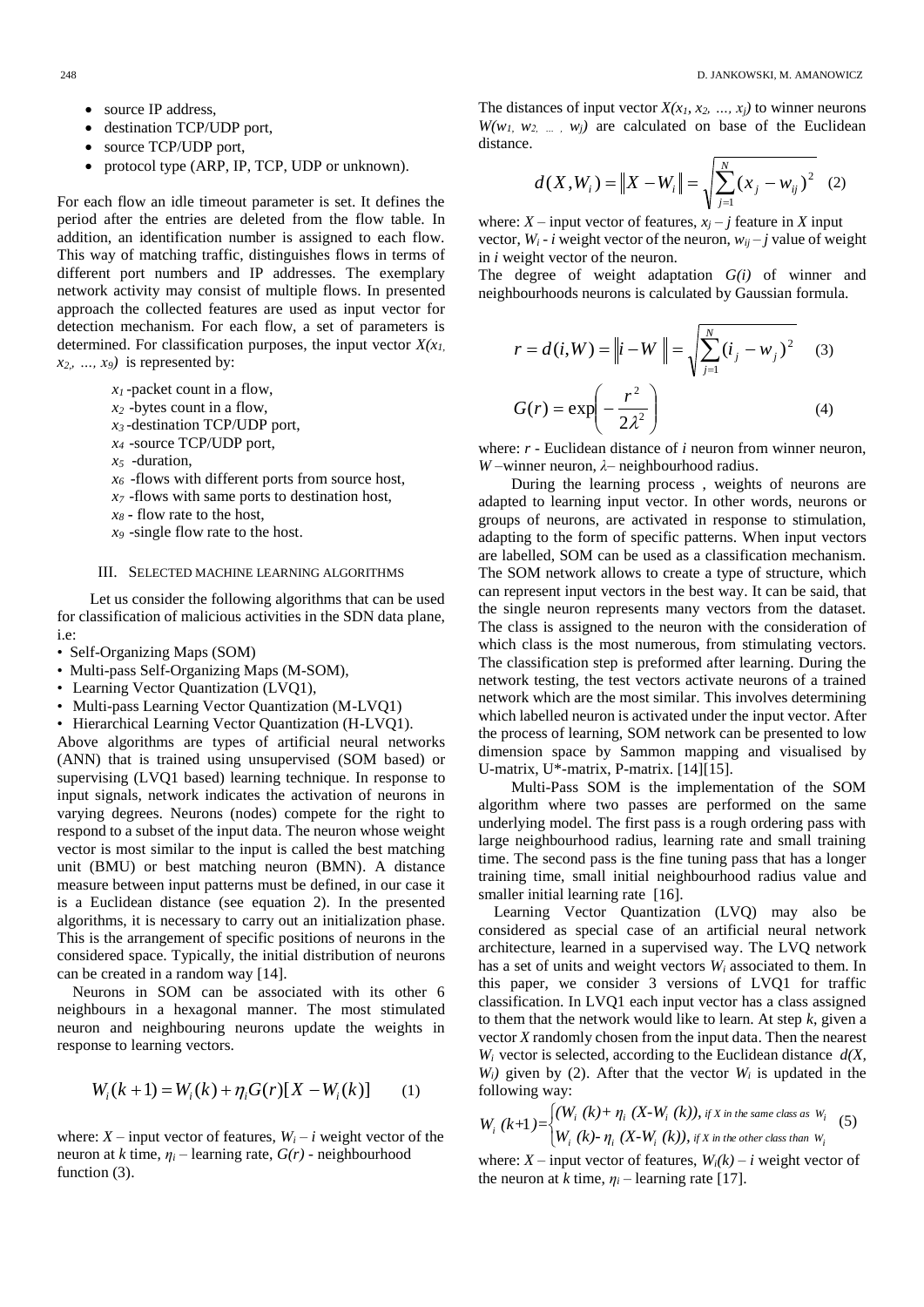- source IP address,
- destination TCP/UDP port,
- source TCP/UDP port,
- protocol type (ARP, IP, TCP, UDP or unknown).

For each flow an idle timeout parameter is set. It defines the period after the entries are deleted from the flow table. In addition, an identification number is assigned to each flow. This way of matching traffic, distinguishes flows in terms of different port numbers and IP addresses. The exemplary network activity may consist of multiple flows. In presented approach the collected features are used as input vector for detection mechanism. For each flow, a set of parameters is determined. For classification purposes, the input vector $X(x_1, x_2, \ldots, x_9)$ is represented by:

$x_1$ -packet count in a flow,
$x_2$ -bytes count in a flow,
$x_3$ -destination TCP/UDP port,
$x_4$ -source TCP/UDP port,
$x_5$ -duration,
$x_6$ -flows with different ports from source host,
$x_7$ -flows with same ports to destination host,
$x_8$ - flow rate to the host,
$x_9$ -single flow rate to the host.

## III. Selected Machine Learning Algorithms

Let us consider the following algorithms that can be used for classification of malicious activities in the SDN data plane, i.e:

- Self-Organizing Maps (SOM)
- Multi-pass Self-Organizing Maps (M-SOM),
- Learning Vector Quantization (LVQ1),
- Multi-pass Learning Vector Quantization (M-LVQ1)
- Hierarchical Learning Vector Quantization (H-LVQ1).

Above algorithms are types of artificial neural networks (ANN) that is trained using unsupervised (SOM based) or supervising (LVQ1 based) learning technique. In response to input signals, network indicates the activation of neurons in varying degrees. Neurons (nodes) compete for the right to respond to a subset of the input data. The neuron whose weight vector is most similar to the input is called the best matching unit (BMU) or best matching neuron (BMN). A distance measure between input patterns must be defined, in our case it is a Euclidean distance (see equation 2). In the presented algorithms, it is necessary to carry out an initialization phase. This is the arrangement of specific positions of neurons in the considered space. Typically, the initial distribution of neurons can be created in a random way [14].

Neurons in SOM can be associated with its other 6 neighbours in a hexagonal manner. The most stimulated neuron and neighbouring neurons update the weights in response to learning vectors.

$$W_i(k+1) = W_i(k) + \eta_i G(r)[X - W_i(k)] \quad (1)$$

where: $X$ – input vector of features, $W_i$ – $i$ weight vector of the neuron at $k$ time, $\eta_i$ – learning rate, $G(r)$ - neighbourhood function (3).

The distances of input vector $X(x_1, x_2, \ldots, x_j)$ to winner neurons $W(w_1, w_2, \ldots, w_j)$ are calculated on base of the Euclidean distance.

$$d(X, W_i) = \|X - W_i\| = \sqrt{\sum_{j=1}^{N}(x_j - w_{ij})^2} \quad (2)$$

where: $X$ – input vector of features, $x_j$ – $j$ feature in $X$ input vector, $W_i$ - $i$ weight vector of the neuron, $w_{ij}$ – $j$ value of weight in $i$ weight vector of the neuron.

The degree of weight adaptation $G(i)$ of winner and neighbourhoods neurons is calculated by Gaussian formula.

$$r = d(i, W) = \|i - W\| = \sqrt{\sum_{j=1}^{N}(i_j - w_j)^2} \quad (3)$$

$$G(r) = \exp\left(-\frac{r^2}{2\lambda^2}\right) \quad (4)$$

where: $r$ - Euclidean distance of $i$ neuron from winner neuron, $W$ –winner neuron, $\lambda$– neighbourhood radius.

During the learning process , weights of neurons are adapted to learning input vector. In other words, neurons or groups of neurons, are activated in response to stimulation, adapting to the form of specific patterns. When input vectors are labelled, SOM can be used as a classification mechanism. The SOM network allows to create a type of structure, which can represent input vectors in the best way. It can be said, that the single neuron represents many vectors from the dataset. The class is assigned to the neuron with the consideration of which class is the most numerous, from stimulating vectors. The classification step is preformed after learning. During the network testing, the test vectors activate neurons of a trained network which are the most similar. This involves determining which labelled neuron is activated under the input vector. After the process of learning, SOM network can be presented to low dimension space by Sammon mapping and visualised by U-matrix, U*-matrix, P-matrix. [14][15].

Multi-Pass SOM is the implementation of the SOM algorithm where two passes are performed on the same underlying model. The first pass is a rough ordering pass with large neighbourhood radius, learning rate and small training time. The second pass is the fine tuning pass that has a longer training time, small initial neighbourhood radius value and smaller initial learning rate [16].

Learning Vector Quantization (LVQ) may also be considered as special case of an artificial neural network architecture, learned in a supervised way. The LVQ network has a set of units and weight vectors $W_i$ associated to them. In this paper, we consider 3 versions of LVQ1 for traffic classification. In LVQ1 each input vector has a class assigned to them that the network would like to learn. At step $k$, given a vector $X$ randomly chosen from the input data. Then the nearest $W_i$ vector is selected, according to the Euclidean distance $d(X, W_i)$ given by (2). After that the vector $W_i$ is updated in the following way:

$$W_i(k+1) = \begin{cases} W_i(k) + \eta_i (X - W_i(k)), & \text{if } X \text{ in the same class as } W_i \\ W_i(k) - \eta_i (X - W_i(k)), & \text{if } X \text{ in the other class than } W_i \end{cases} \quad (5)$$

where: $X$ – input vector of features, $W_i(k)$ – $i$ weight vector of the neuron at $k$ time, $\eta_i$ – learning rate [17].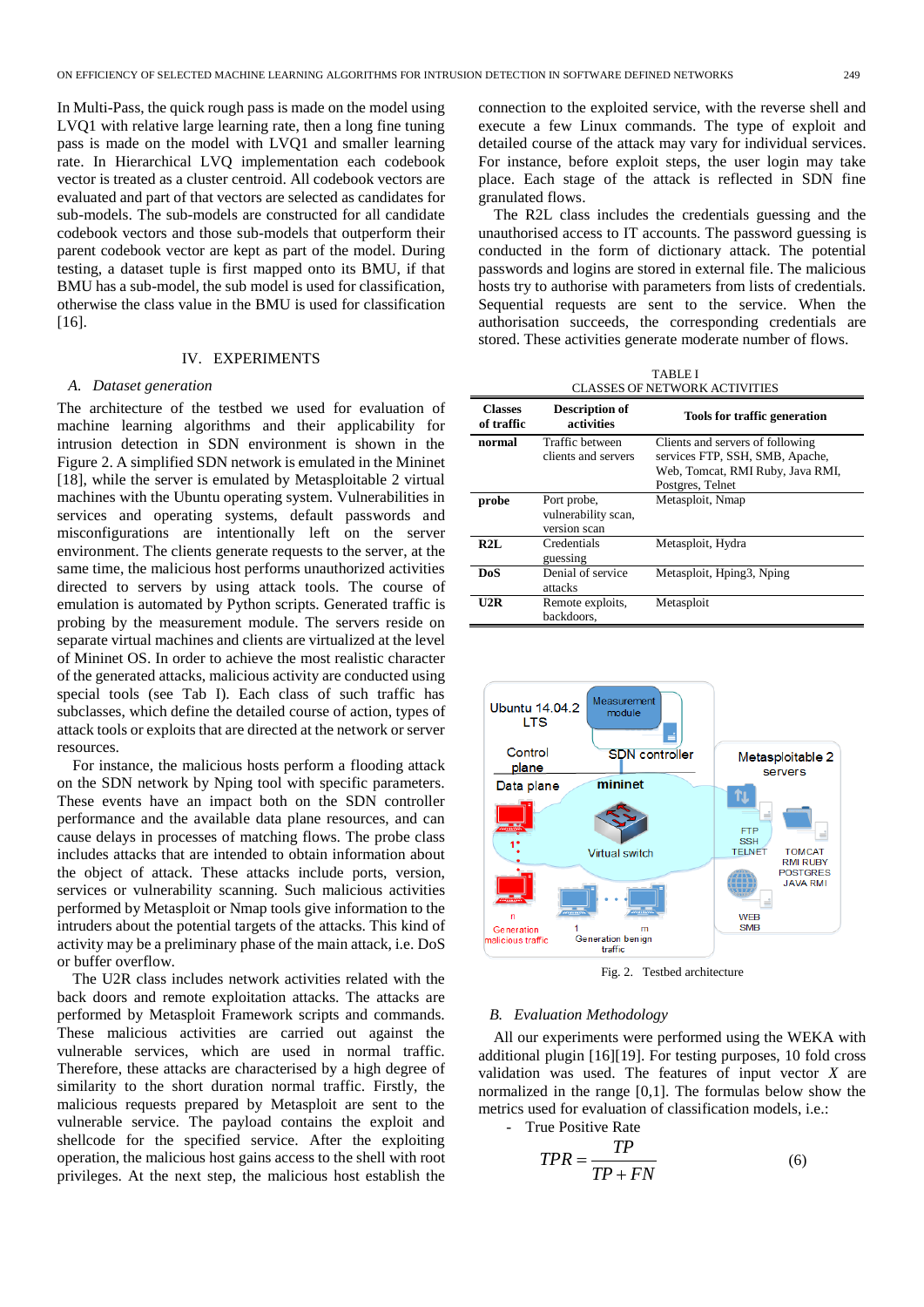In Multi-Pass, the quick rough pass is made on the model using LVQ1 with relative large learning rate, then a long fine tuning pass is made on the model with LVQ1 and smaller learning rate. In Hierarchical LVQ implementation each codebook vector is treated as a cluster centroid. All codebook vectors are evaluated and part of that vectors are selected as candidates for sub-models. The sub-models are constructed for all candidate codebook vectors and those sub-models that outperform their parent codebook vector are kept as part of the model. During testing, a dataset tuple is first mapped onto its BMU, if that BMU has a sub-model, the sub model is used for classification, otherwise the class value in the BMU is used for classification [16].

## IV. EXPERIMENTS

### A. Dataset generation

The architecture of the testbed we used for evaluation of machine learning algorithms and their applicability for intrusion detection in SDN environment is shown in the Figure 2. A simplified SDN network is emulated in the Mininet [18], while the server is emulated by Metasploitable 2 virtual machines with the Ubuntu operating system. Vulnerabilities in services and operating systems, default passwords and misconfigurations are intentionally left on the server environment. The clients generate requests to the server, at the same time, the malicious hosts perform unauthorized activities directed to servers by using attack tools. The course of emulation is automated by Python scripts. Generated traffic is probing by the measurement module. The servers reside on separate virtual machines and clients are virtualized at the level of Mininet OS. In order to achieve the most realistic character of the generated attacks, malicious activity are conducted using special tools (see Tab I). Each class of such traffic has subclasses, which define the detailed course of action, types of attack tools or exploits that are directed at the network or server resources.

For instance, the malicious hosts perform a flooding attack on the SDN network by Nping tool with specific parameters. These events have an impact both on the SDN controller performance and the available data plane resources, and can cause delays in processes of matching flows. The probe class includes attacks that are intended to obtain information about the object of attack. These attacks include ports, version, services or vulnerability scanning. Such malicious activities performed by Metasploit or Nmap tools give information to the intruders about the potential targets of the attacks. This kind of activity may be a preliminary phase of the main attack, i.e. DoS or buffer overflow.

The U2R class includes network activities related with the back doors and remote exploitation attacks. The attacks are performed by Metasploit Framework scripts and commands. These malicious activities are carried out against the vulnerable services, which are used in normal traffic. Therefore, these attacks are characterised by a high degree of similarity to the short duration normal traffic. Firstly, the malicious requests prepared by Metasploit are sent to the vulnerable service. The payload contains the exploit and shellcode for the specified service. After the exploiting operation, the malicious host gains access to the shell with root privileges. At the next step, the malicious host establish the connection to the exploited service, with the reverse shell and execute a few Linux commands. The type of exploit and detailed course of the attack may vary for individual services. For instance, before exploit steps, the user login may take place. Each stage of the attack is reflected in SDN fine granulated flows.

The R2L class includes the credentials guessing and the unauthorised access to IT accounts. The password guessing is conducted in the form of dictionary attack. The potential passwords and logins are stored in external file. The malicious hosts try to authorise with parameters from lists of credentials. Sequential requests are sent to the service. When the authorisation succeeds, the corresponding credentials are stored. These activities generate moderate number of flows.

TABLE I
CLASSES OF NETWORK ACTIVITIES

| Classes of traffic | Description of activities | Tools for traffic generation |
|---|---|---|
| **normal** | Traffic between clients and servers | Clients and servers of following services FTP, SSH, SMB, Apache, Web, Tomcat, RMI Ruby, Java RMI, Postgres, Telnet |
| **probe** | Port probe, vulnerability scan, version scan | Metasploit, Nmap |
| **R2L** | Credentials guessing | Metasploit, Hydra |
| **DoS** | Denial of service attacks | Metasploit, Hping3, Nping |
| **U2R** | Remote exploits, backdoors, | Metasploit |

Fig. 2. Testbed architecture

### B. Evaluation Methodology

All our experiments were performed using the WEKA with additional plugin [16][19]. For testing purposes, 10 fold cross validation was used. The features of input vector $X$ are normalized in the range [0,1]. The formulas below show the metrics used for evaluation of classification models, i.e.:

- True Positive Rate

$$TPR = \frac{TP}{TP + FN} \tag{6}$$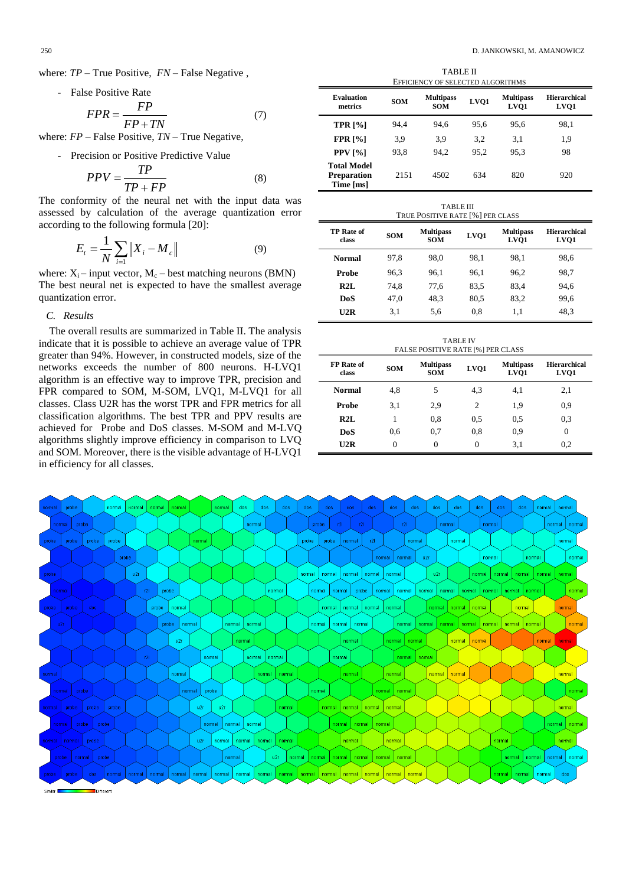where: $TP$ – True Positive, $FN$ – False Negative ,

- False Positive Rate

$$FPR = \frac{FP}{FP + TN} \tag{7}$$

where: $FP$ – False Positive, $TN$ – True Negative,

- Precision or Positive Predictive Value

$$PPV = \frac{TP}{TP + FP} \tag{8}$$

The conformity of the neural net with the input data was assessed by calculation of the average quantization error according to the following formula [20]:

$$E_t = \frac{1}{N}\sum_{i=1}\left\| X_i - M_c \right\| \tag{9}$$

where: $X_i$ – input vector, $M_c$ – best matching neurons (BMN) The best neural net is expected to have the smallest average quantization error.

### C. Results

The overall results are summarized in Table II. The analysis indicate that it is possible to achieve an average value of TPR greater than 94%. However, in constructed models, size of the networks exceeds the number of 800 neurons. H-LVQ1 algorithm is an effective way to improve TPR, precision and FPR compared to SOM, M-SOM, LVQ1, M-LVQ1 for all classes. Class U2R has the worst TPR and FPR metrics for all classification algorithms. The best TPR and PPV results are achieved for Probe and DoS classes. M-SOM and M-LVQ algorithms slightly improve efficiency in comparison to LVQ and SOM. Moreover, there is the visible advantage of H-LVQ1 in efficiency for all classes.

TABLE II
EFFICIENCY OF SELECTED ALGORITHMS

| Evaluation metrics | SOM | Multipass SOM | LVQ1 | Multipass LVQ1 | Hierarchical LVQ1 |
|---|---|---|---|---|---|
| TPR [%] | 94,4 | 94,6 | 95,6 | 95,6 | 98,1 |
| FPR [%] | 3,9 | 3,9 | 3,2 | 3,1 | 1,9 |
| PPV [%] | 93,8 | 94,2 | 95,2 | 95,3 | 98 |
| Total Model Preparation Time [ms] | 2151 | 4502 | 634 | 820 | 920 |

TABLE III
TRUE POSITIVE RATE [%] PER CLASS

| TP Rate of class | SOM | Multipass SOM | LVQ1 | Multipass LVQ1 | Hierarchical LVQ1 |
|---|---|---|---|---|---|
| Normal | 97,8 | 98,0 | 98,1 | 98,1 | 98,6 |
| Probe | 96,3 | 96,1 | 96,1 | 96,2 | 98,7 |
| R2L | 74,8 | 77,6 | 83,5 | 83,4 | 94,6 |
| DoS | 47,0 | 48,3 | 80,5 | 83,2 | 99,6 |
| U2R | 3,1 | 5,6 | 0,8 | 1,1 | 48,3 |

TABLE IV
FALSE POSITIVE RATE [%] PER CLASS

| FP Rate of class | SOM | Multipass SOM | LVQ1 | Multipass LVQ1 | Hierarchical LVQ1 |
|---|---|---|---|---|---|
| Normal | 4,8 | 5 | 4,3 | 4,1 | 2,1 |
| Probe | 3,1 | 2,9 | 2 | 1,9 | 0,9 |
| R2L | 1 | 0,8 | 0,5 | 0,5 | 0,3 |
| DoS | 0,6 | 0,7 | 0,8 | 0,9 | 0 |
| U2R | 0 | 0 | 0 | 3,1 | 0,2 |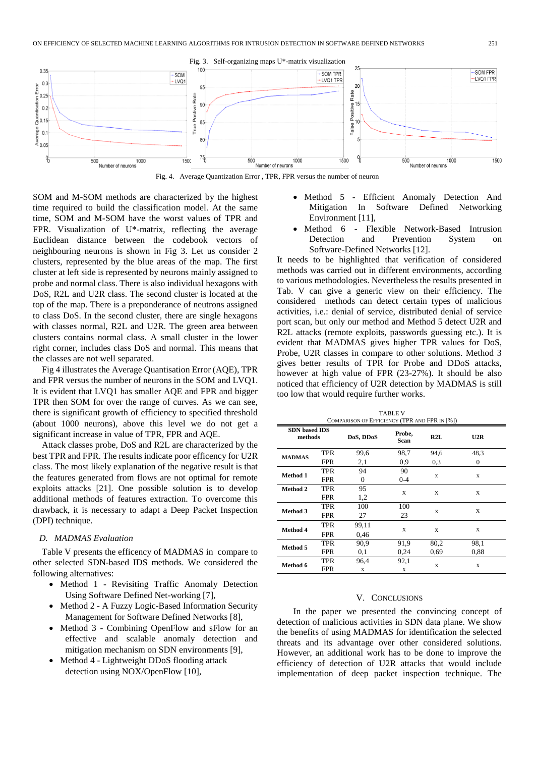Fig. 3. Self-organizing maps U*-matrix visualization

Fig. 4. Average Quantization Error , TPR, FPR versus the number of neuron

SOM and M-SOM methods are characterized by the highest time required to build the classification model. At the same time, SOM and M-SOM have the worst values of TPR and FPR. Visualization of U*-matrix, reflecting the average Euclidean distance between the codebook vectors of neighbouring neurons is shown in Fig 3. Let us consider 2 clusters, represented by the blue areas of the map. The first cluster at left side is represented by neurons mainly assigned to probe and normal class. There is also individual hexagons with DoS, R2L and U2R class. The second cluster is located at the top of the map. There is a preponderance of neutrons assigned to class DoS. In the second cluster, there are single hexagons with classes normal, R2L and U2R. The green area between clusters contains normal class. A small cluster in the lower right corner, includes class DoS and normal. This means that the classes are not well separated.

Fig 4 illustrates the Average Quantisation Error (AQE), TPR and FPR versus the number of neurons in the SOM and LVQ1. It is evident that LVQ1 has smaller AQE and FPR and bigger TPR then SOM for over the range of curves. As we can see, there is significant growth of efficiency to specified threshold (about 1000 neurons), above this level we do not get a significant increase in value of TPR, FPR and AQE.

Attack classes probe, DoS and R2L are characterized by the best TPR and FPR. The results indicate poor efficency for U2R class. The most likely explanation of the negative result is that the features generated from flows are not optimal for remote exploits attacks [21]. One possible solution is to develop additional methods of features extraction. To overcome this drawback, it is necessary to adapt a Deep Packet Inspection (DPI) technique.

### *D. MADMAS Evaluation*

Table V presents the efficency of MADMAS in compare to other selected SDN-based IDS methods. We considered the following alternatives:

- Method 1 - Revisiting Traffic Anomaly Detection Using Software Defined Net-working [7],
- Method 2 - A Fuzzy Logic-Based Information Security Management for Software Defined Networks [8],
- Method 3 - Combining OpenFlow and sFlow for an effective and scalable anomaly detection and mitigation mechanism on SDN environments [9],
- Method 4 - Lightweight DDoS flooding attack detection using NOX/OpenFlow [10],
- Method 5 - Efficient Anomaly Detection And Mitigation In Software Defined Networking Environment [11],
- Method 6 - Flexible Network-Based Intrusion Detection and Prevention System on Software-Defined Networks [12].

It needs to be highlighted that verification of considered methods was carried out in different environments, according to various methodologies. Nevertheless the results presented in Tab. V can give a generic view on their efficiency. The considered methods can detect certain types of malicious activities, i.e.: denial of service, distributed denial of service port scan, but only our method and Method 5 detect U2R and R2L attacks (remote exploits, passwords guessing etc.). It is evident that MADMAS gives higher TPR values for DoS, Probe, U2R classes in compare to other solutions. Method 3 gives better results of TPR for Probe and DDoS attacks, however at high value of FPR (23-27%). It should be also noticed that efficiency of U2R detection by MADMAS is still too low that would require further works.

TABLE V
COMPARISON OF EFFICIENCY (TPR AND FPR IN [%])

| SDN based IDS methods | | DoS, DDoS | Probe, Scan | R2L | U2R |
|---|---|---|---|---|---|
| **MADMAS** | TPR | 99,6 | 98,7 | 94,6 | 48,3 |
| | FPR | 2,1 | 0,9 | 0,3 | 0 |
| **Method 1** | TPR | 94 | 90 | x | x |
| | FPR | 0 | 0-4 | | |
| **Method 2** | TPR | 95 | x | x | x |
| | FPR | 1,2 | | | |
| **Method 3** | TPR | 100 | 100 | x | x |
| | FPR | 27 | 23 | | |
| **Method 4** | TPR | 99,11 | x | x | x |
| | FPR | 0,46 | | | |
| **Method 5** | TPR | 90,9 | 91,9 | 80,2 | 98,1 |
| | FPR | 0,1 | 0,24 | 0,69 | 0,88 |
| **Method 6** | TPR | 96,4 | 92,1 | x | x |
| | FPR | x | x | | |

## V. CONCLUSIONS

In the paper we presented the convincing concept of detection of malicious activities in SDN data plane. We show the benefits of using MADMAS for identification the selected threats and its advantage over other considered solutions. However, an additional work has to be done to improve the efficiency of detection of U2R attacks that would include implementation of deep packet inspection technique. The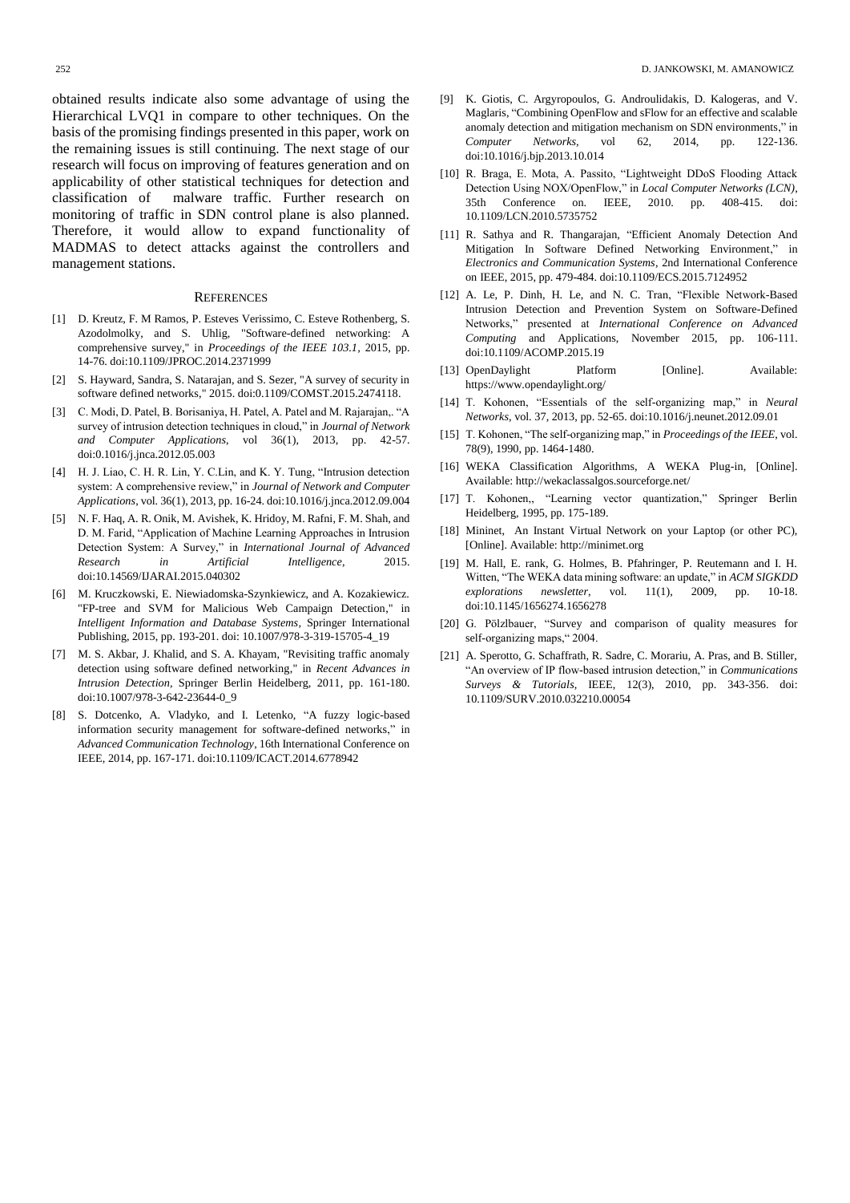obtained results indicate also some advantage of using the Hierarchical LVQ1 in compare to other techniques. On the basis of the promising findings presented in this paper, work on the remaining issues is still continuing. The next stage of our research will focus on improving of features generation and on applicability of other statistical techniques for detection and classification of malware traffic. Further research on monitoring of traffic in SDN control plane is also planned. Therefore, it would allow to expand functionality of MADMAS to detect attacks against the controllers and management stations.

## References

[1] D. Kreutz, F. M Ramos, P. Esteves Verissimo, C. Esteve Rothenberg, S. Azodolmolky, and S. Uhlig, "Software-defined networking: A comprehensive survey," in *Proceedings of the IEEE 103.1*, 2015, pp. 14-76. doi:10.1109/JPROC.2014.2371999

[2] S. Hayward, Sandra, S. Natarajan, and S. Sezer, "A survey of security in software defined networks," 2015. doi:0.1109/COMST.2015.2474118.

[3] C. Modi, D. Patel, B. Borisaniya, H. Patel, A. Patel and M. Rajarajan,. "A survey of intrusion detection techniques in cloud," in *Journal of Network and Computer Applications*, vol 36(1), 2013, pp. 42-57. doi:0.1016/j.jnca.2012.05.003

[4] H. J. Liao, C. H. R. Lin, Y. C.Lin, and K. Y. Tung, "Intrusion detection system: A comprehensive review," in *Journal of Network and Computer Applications*, vol. 36(1), 2013, pp. 16-24. doi:10.1016/j.jnca.2012.09.004

[5] N. F. Haq, A. R. Onik, M. Avishek, K. Hridoy, M. Rafni, F. M. Shah, and D. M. Farid, "Application of Machine Learning Approaches in Intrusion Detection System: A Survey," in *International Journal of Advanced Research in Artificial Intelligence*, 2015. doi:10.14569/IJARAI.2015.040302

[6] M. Kruczkowski, E. Niewiadomska-Szynkiewicz, and A. Kozakiewicz. "FP-tree and SVM for Malicious Web Campaign Detection," in *Intelligent Information and Database Systems*, Springer International Publishing, 2015, pp. 193-201. doi: 10.1007/978-3-319-15705-4_19

[7] M. S. Akbar, J. Khalid, and S. A. Khayam, "Revisiting traffic anomaly detection using software defined networking," in *Recent Advances in Intrusion Detection*, Springer Berlin Heidelberg, 2011, pp. 161-180. doi:10.1007/978-3-642-23644-0_9

[8] S. Dotcenko, A. Vladyko, and I. Letenko, "A fuzzy logic-based information security management for software-defined networks," in *Advanced Communication Technology*, 16th International Conference on IEEE, 2014, pp. 167-171. doi:10.1109/ICACT.2014.6778942

[9] K. Giotis, C. Argyropoulos, G. Androulidakis, D. Kalogeras, and V. Maglaris, "Combining OpenFlow and sFlow for an effective and scalable anomaly detection and mitigation mechanism on SDN environments," in *Computer Networks*, vol 62, 2014, pp. 122-136. doi:10.1016/j.bjp.2013.10.014

[10] R. Braga, E. Mota, A. Passito, "Lightweight DDoS Flooding Attack Detection Using NOX/OpenFlow," in *Local Computer Networks (LCN)*, 35th Conference on. IEEE, 2010. pp. 408-415. doi: 10.1109/LCN.2010.5735752

[11] R. Sathya and R. Thangarajan, "Efficient Anomaly Detection And Mitigation In Software Defined Networking Environment," in *Electronics and Communication Systems*, 2nd International Conference on IEEE, 2015, pp. 479-484. doi:10.1109/ECS.2015.7124952

[12] A. Le, P. Dinh, H. Le, and N. C. Tran, "Flexible Network-Based Intrusion Detection and Prevention System on Software-Defined Networks," presented at *International Conference on Advanced Computing* and Applications, November 2015, pp. 106-111. doi:10.1109/ACOMP.2015.19

[13] OpenDaylight Platform [Online]. Available: https://www.opendaylight.org/

[14] T. Kohonen, "Essentials of the self-organizing map," in *Neural Networks*, vol. 37, 2013, pp. 52-65. doi:10.1016/j.neunet.2012.09.01

[15] T. Kohonen, "The self-organizing map," in *Proceedings of the IEEE*, vol. 78(9), 1990, pp. 1464-1480.

[16] WEKA Classification Algorithms, A WEKA Plug-in, [Online]. Available: http://wekaclassalgos.sourceforge.net/

[17] T. Kohonen,, "Learning vector quantization," Springer Berlin Heidelberg, 1995, pp. 175-189.

[18] Mininet, An Instant Virtual Network on your Laptop (or other PC), [Online]. Available: http://minimet.org

[19] M. Hall, E. rank, G. Holmes, B. Pfahringer, P. Reutemann and I. H. Witten, "The WEKA data mining software: an update," in *ACM SIGKDD explorations newsletter*, vol. 11(1), 2009, pp. 10-18. doi:10.1145/1656274.1656278

[20] G. Pölzlbauer, "Survey and comparison of quality measures for self-organizing maps," 2004.

[21] A. Sperotto, G. Schaffrath, R. Sadre, C. Morariu, A. Pras, and B. Stiller, "An overview of IP flow-based intrusion detection," in *Communications Surveys & Tutorials*, IEEE, 12(3), 2010, pp. 343-356. doi: 10.1109/SURV.2010.032210.00054